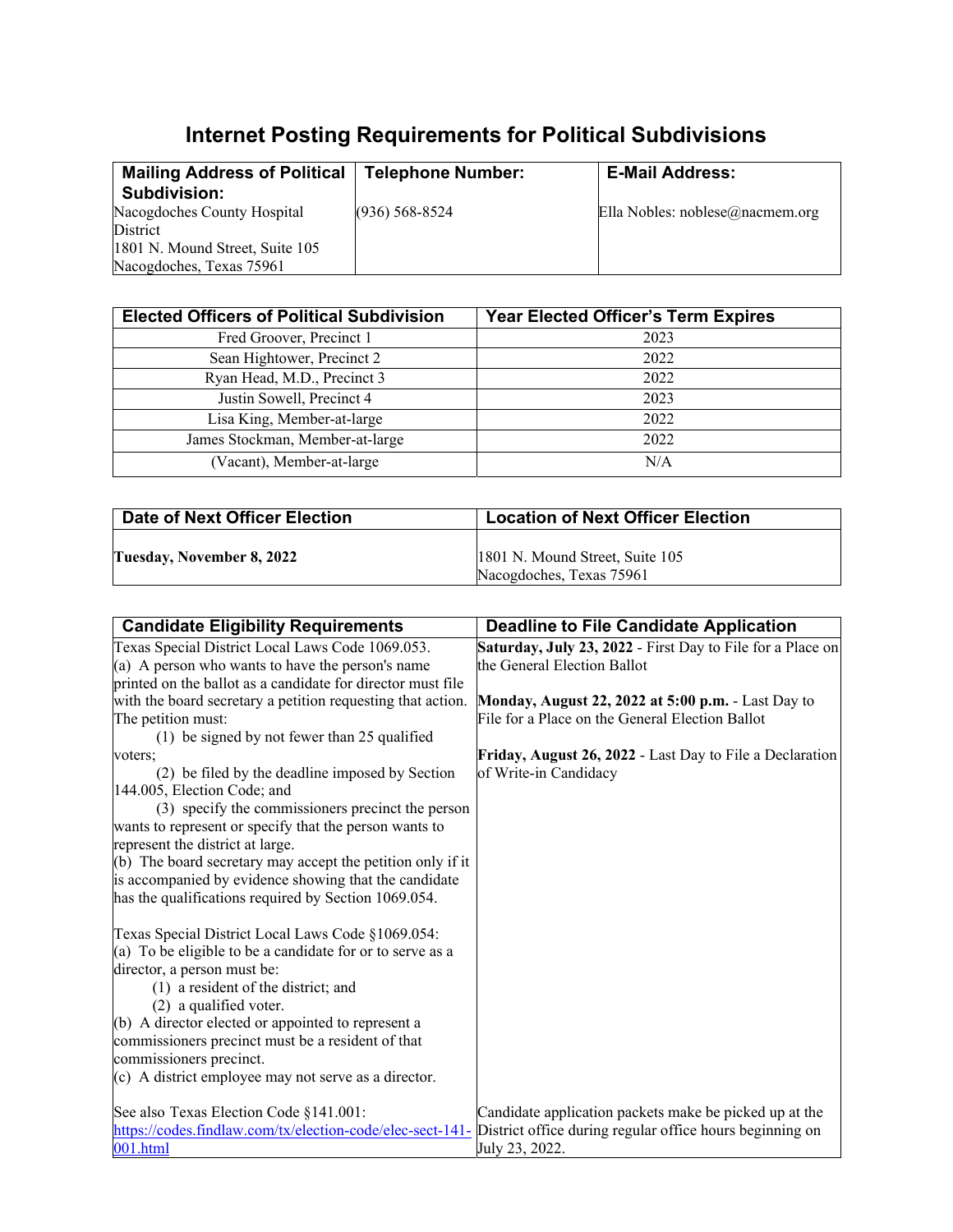# Internet Posting Requirements for Political Subdivisions

| Mailing Address of Political Subdivision: | Telephone Number: | E-Mail Address: |
|---|---|---|
| Nacogdoches County Hospital District<br>1801 N. Mound Street, Suite 105<br>Nacogdoches, Texas 75961 | (936) 568-8524 | Ella Nobles: noblese@nacmem.org |

| Elected Officers of Political Subdivision | Year Elected Officer's Term Expires |
|---|---|
| Fred Groover, Precinct 1 | 2023 |
| Sean Hightower, Precinct 2 | 2022 |
| Ryan Head, M.D., Precinct 3 | 2022 |
| Justin Sowell, Precinct 4 | 2023 |
| Lisa King, Member-at-large | 2022 |
| James Stockman, Member-at-large | 2022 |
| (Vacant), Member-at-large | N/A |

| Date of Next Officer Election | Location of Next Officer Election |
|---|---|
| **Tuesday, November 8, 2022** | 1801 N. Mound Street, Suite 105<br>Nacogdoches, Texas 75961 |

| Candidate Eligibility Requirements | Deadline to File Candidate Application |
|---|---|
| Texas Special District Local Laws Code 1069.053.<br>(a) A person who wants to have the person's name printed on the ballot as a candidate for director must file with the board secretary a petition requesting that action. The petition must:<br>(1) be signed by not fewer than 25 qualified voters;<br>(2) be filed by the deadline imposed by Section 144.005, Election Code; and<br>(3) specify the commissioners precinct the person wants to represent or specify that the person wants to represent the district at large.<br>(b) The board secretary may accept the petition only if it is accompanied by evidence showing that the candidate has the qualifications required by Section 1069.054.<br><br>Texas Special District Local Laws Code §1069.054:<br>(a) To be eligible to be a candidate for or to serve as a director, a person must be:<br>(1) a resident of the district; and<br>(2) a qualified voter.<br>(b) A director elected or appointed to represent a commissioners precinct must be a resident of that commissioners precinct.<br>(c) A district employee may not serve as a director. | **Saturday, July 23, 2022** - First Day to File for a Place on the General Election Ballot<br><br>**Monday, August 22, 2022 at 5:00 p.m.** - Last Day to File for a Place on the General Election Ballot<br><br>**Friday, August 26, 2022** - Last Day to File a Declaration of Write-in Candidacy |
| See also Texas Election Code §141.001: https://codes.findlaw.com/tx/election-code/elec-sect-141-001.html | Candidate application packets make be picked up at the District office during regular office hours beginning on July 23, 2022. |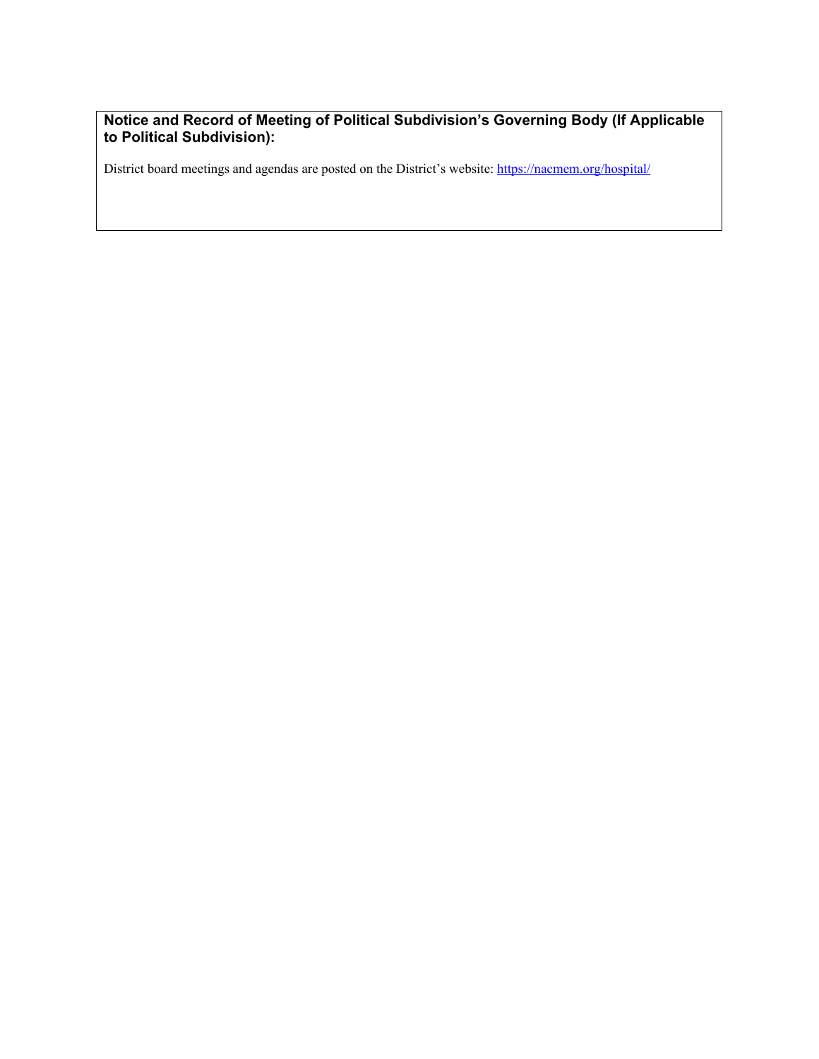**Notice and Record of Meeting of Political Subdivision's Governing Body (If Applicable to Political Subdivision):**

District board meetings and agendas are posted on the District's website: [https://nacmem.org/hospital/](https://nacmem.org/hospital/)